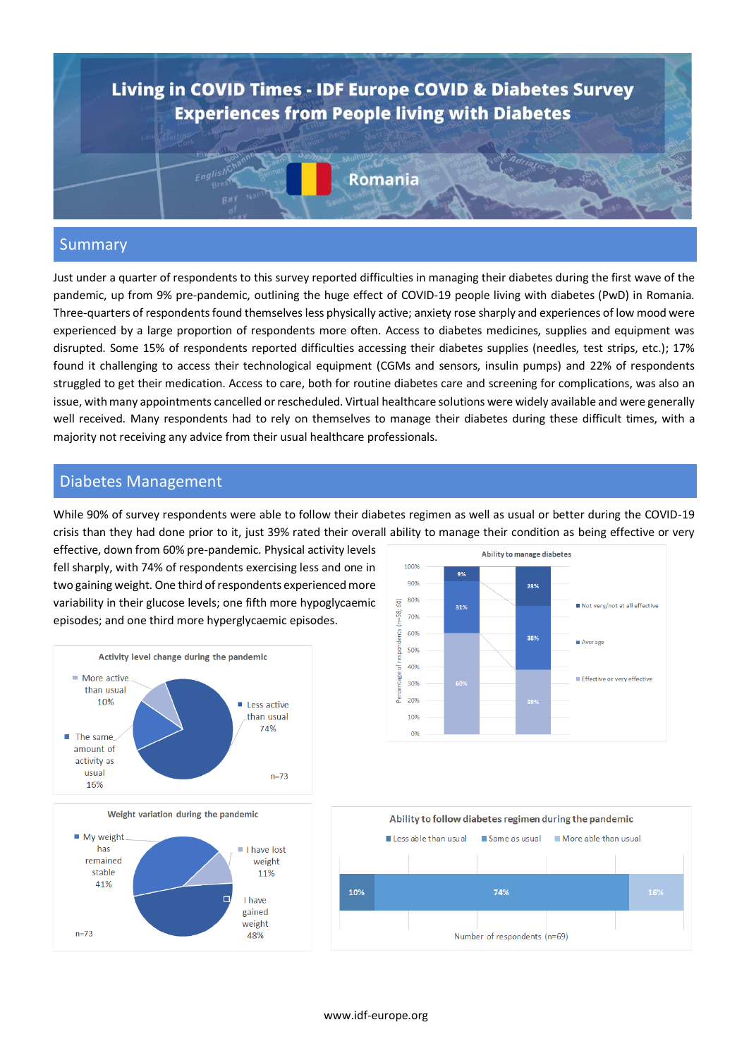# Living in COVID Times - IDF Europe COVID & Diabetes Survey
## Experiences from People living with Diabetes

**Romania**

## Summary

Just under a quarter of respondents to this survey reported difficulties in managing their diabetes during the first wave of the pandemic, up from 9% pre-pandemic, outlining the huge effect of COVID-19 people living with diabetes (PwD) in Romania. Three-quarters of respondents found themselves less physically active; anxiety rose sharply and experiences of low mood were experienced by a large proportion of respondents more often. Access to diabetes medicines, supplies and equipment was disrupted. Some 15% of respondents reported difficulties accessing their diabetes supplies (needles, test strips, etc.); 17% found it challenging to access their technological equipment (CGMs and sensors, insulin pumps) and 22% of respondents struggled to get their medication. Access to care, both for routine diabetes care and screening for complications, was also an issue, with many appointments cancelled or rescheduled. Virtual healthcare solutions were widely available and were generally well received. Many respondents had to rely on themselves to manage their diabetes during these difficult times, with a majority not receiving any advice from their usual healthcare professionals.

## Diabetes Management

While 90% of survey respondents were able to follow their diabetes regimen as well as usual or better during the COVID-19 crisis than they had done prior to it, just 39% rated their overall ability to manage their condition as being effective or very effective, down from 60% pre-pandemic. Physical activity levels fell sharply, with 74% of respondents exercising less and one in two gaining weight. One third of respondents experienced more variability in their glucose levels; one fifth more hypoglycaemic episodes; and one third more hyperglycaemic episodes.

**Activity level change during the pandemic** (n=73)

| Activity level | % |
|---|---|
| More active than usual | 10% |
| Less active than usual | 74% |
| The same amount of activity as usual | 16% |

**Ability to manage diabetes** (Percentage of respondents (n=58; 60))

| | Pre-pandemic | During pandemic |
|---|---|---|
| Not very/not at all effective | 9% | 23% |
| Average | 31% | 38% |
| Effective or very effective | 60% | 39% |

**Weight variation during the pandemic** (n=73)

| Weight variation | % |
|---|---|
| My weight has remained stable | 41% |
| I have lost weight | 11% |
| I have gained weight | 48% |

**Ability to follow diabetes regimen during the pandemic** (Number of respondents (n=69))

| Less able than usual | Same as usual | More able than usual |
|---|---|---|
| 10% | 74% | 16% |

www.idf-europe.org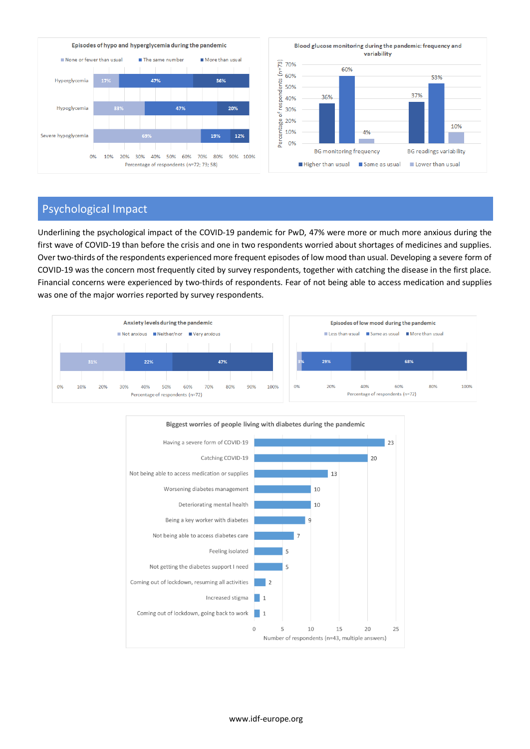**Episodes of hypo and hyperglycemia during the pandemic**

| | None or fewer than usual | The same number | More than usual |
|---|---|---|---|
| Hyperglycemia | 17% | 47% | 36% |
| Hypoglycemia | 33% | 47% | 20% |
| Severe hypoglycemia | 69% | 19% | 12% |

Percentage of respondents (n=72; 73; 58)

**Blood glucose monitoring during the pandemic: frequency and variability**

| | Higher than usual | Same as usual | Lower than usual |
|---|---|---|---|
| BG monitoring frequency | 36% | 60% | 4% |
| BG readings variability | 37% | 53% | 10% |

Percentage of respondents (n=73)

## Psychological Impact

Underlining the psychological impact of the COVID-19 pandemic for PwD, 47% were more or much more anxious during the first wave of COVID-19 than before the crisis and one in two respondents worried about shortages of medicines and supplies. Over two-thirds of the respondents experienced more frequent episodes of low mood than usual. Developing a severe form of COVID-19 was the concern most frequently cited by survey respondents, together with catching the disease in the first place. Financial concerns were experienced by two-thirds of respondents. Fear of not being able to access medication and supplies was one of the major worries reported by survey respondents.

**Anxiety levels during the pandemic**

| Not anxious | Neither/nor | Very anxious |
|---|---|---|
| 31% | 22% | 47% |

Percentage of respondents (n=72)

**Episodes of low mood during the pandemic**

| Less than usual | Same as usual | More than usual |
|---|---|---|
| 3% | 29% | 68% |

Percentage of respondents (n=72)

**Biggest worries of people living with diabetes during the pandemic**

| Worry | Number of respondents |
|---|---|
| Having a severe form of COVID-19 | 23 |
| Catching COVID-19 | 20 |
| Not being able to access medication or supplies | 13 |
| Worsening diabetes management | 10 |
| Deteriorating mental health | 10 |
| Being a key worker with diabetes | 9 |
| Not being able to access diabetes care | 7 |
| Feeling isolated | 5 |
| Not getting the diabetes support I need | 5 |
| Coming out of lockdown, resuming all activities | 2 |
| Increased stigma | 1 |
| Coming out of lockdown, going back to work | 1 |

Number of respondents (n=43, multiple answers)

www.idf-europe.org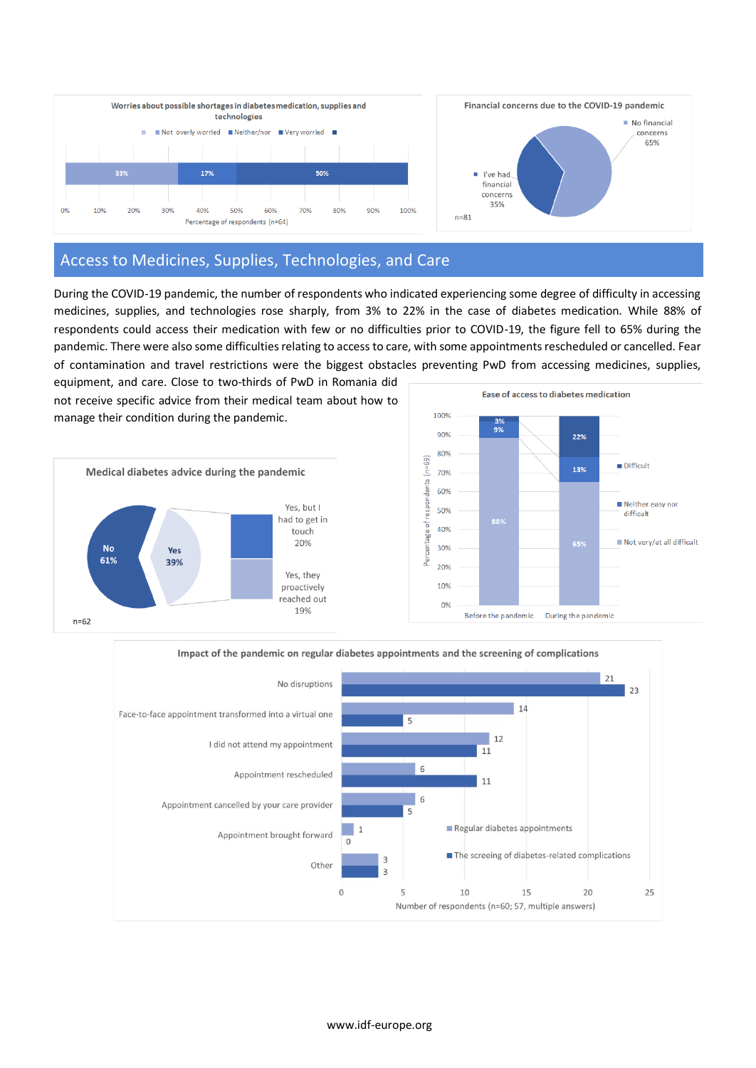**Worries about possible shortages in diabetes medication, supplies and technologies**

| Not overly worried | Neither/nor | Very worried |
|---|---|---|
| 33% | 17% | 50% |

Percentage of respondents (n=64)

**Financial concerns due to the COVID-19 pandemic**

- No financial concerns 65%
- I've had financial concerns 35%

n=81

## Access to Medicines, Supplies, Technologies, and Care

During the COVID-19 pandemic, the number of respondents who indicated experiencing some degree of difficulty in accessing medicines, supplies, and technologies rose sharply, from 3% to 22% in the case of diabetes medication. While 88% of respondents could access their medication with few or no difficulties prior to COVID-19, the figure fell to 65% during the pandemic. There were also some difficulties relating to access to care, with some appointments rescheduled or cancelled. Fear of contamination and travel restrictions were the biggest obstacles preventing PwD from accessing medicines, supplies, equipment, and care. Close to two-thirds of PwD in Romania did not receive specific advice from their medical team about how to manage their condition during the pandemic.

**Medical diabetes advice during the pandemic**

- No 61%
- Yes 39%
  - Yes, but I had to get in touch 20%
  - Yes, they proactively reached out 19%

n=62

**Ease of access to diabetes medication**

| | Not very/at all difficult | Neither easy nor difficult | Difficult |
|---|---|---|---|
| Before the pandemic | 88% | 9% | 3% |
| During the pandemic | 65% | 13% | 22% |

Percentage of respondents (n=69)

**Impact of the pandemic on regular diabetes appointments and the screening of complications**

| | Regular diabetes appointments | The screeing of diabetes-related complications |
|---|---|---|
| No disruptions | 21 | 23 |
| Face-to-face appointment transformed into a virtual one | 14 | 5 |
| I did not attend my appointment | 12 | 11 |
| Appointment rescheduled | 6 | 11 |
| Appointment cancelled by your care provider | 6 | 5 |
| Appointment brought forward | 1 | 0 |
| Other | 3 | 3 |

Number of respondents (n=60; 57, multiple answers)

www.idf-europe.org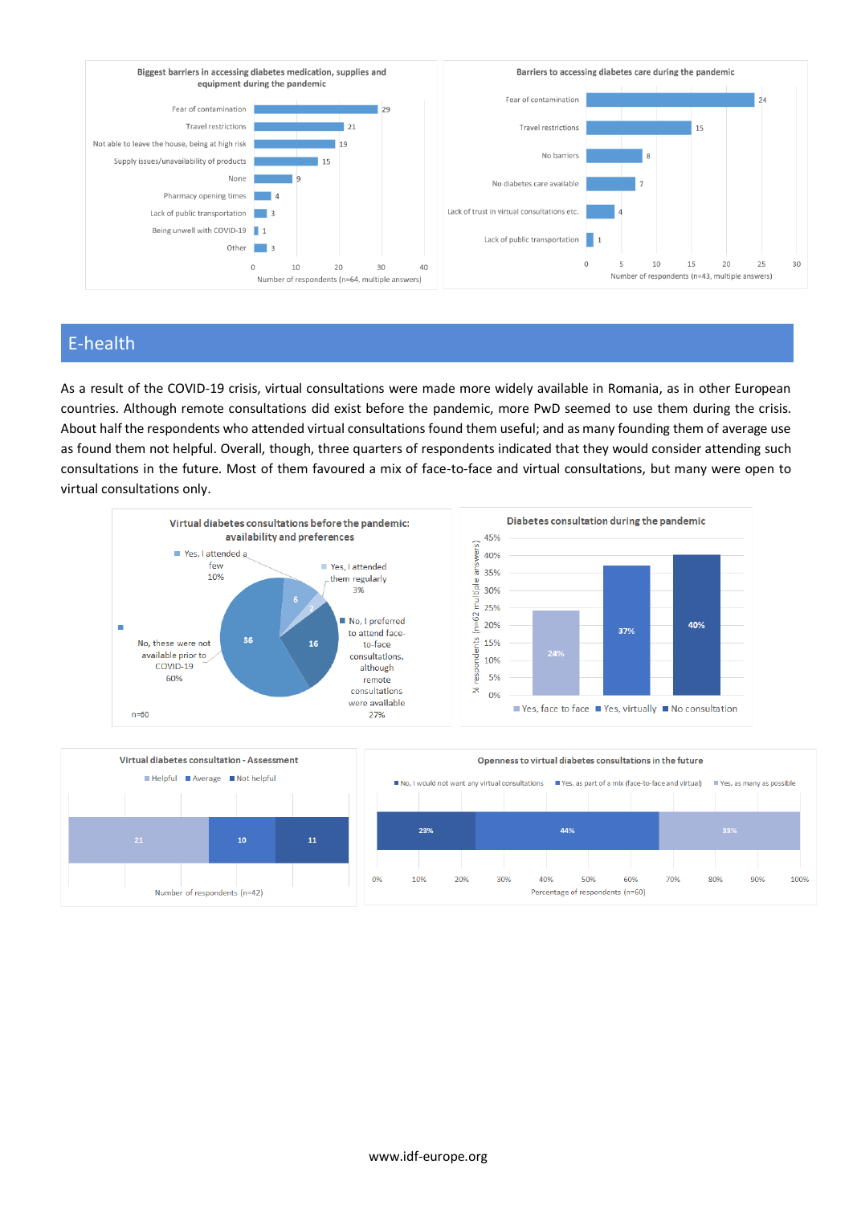**Biggest barriers in accessing diabetes medication, supplies and equipment during the pandemic**

| Barrier | Number of respondents |
|---|---|
| Fear of contamination | 29 |
| Travel restrictions | 21 |
| Not able to leave the house, being at high risk | 19 |
| Supply issues/unavailability of products | 15 |
| None | 9 |
| Pharmacy opening times | 4 |
| Lack of public transportation | 3 |
| Being unwell with COVID-19 | 1 |
| Other | 3 |

Number of respondents (n=64, multiple answers)

**Barriers to accessing diabetes care during the pandemic**

| Barrier | Number of respondents |
|---|---|
| Fear of contamination | 24 |
| Travel restrictions | 15 |
| No barriers | 8 |
| No diabetes care available | 7 |
| Lack of trust in virtual consultations etc. | 4 |
| Lack of public transportation | 1 |

Number of respondents (n=43, multiple answers)

## E-health

As a result of the COVID-19 crisis, virtual consultations were made more widely available in Romania, as in other European countries. Although remote consultations did exist before the pandemic, more PwD seemed to use them during the crisis. About half the respondents who attended virtual consultations found them useful; and as many founding them of average use as found them not helpful. Overall, though, three quarters of respondents indicated that they would consider attending such consultations in the future. Most of them favoured a mix of face-to-face and virtual consultations, but many were open to virtual consultations only.

**Virtual diabetes consultations before the pandemic: availability and preferences**

| Response | Number | % |
|---|---|---|
| Yes, I attended a few | 6 | 10% |
| Yes, I attended them regularly | 2 | 3% |
| No, I preferred to attend face-to-face consultations, although remote consultations were available | 16 | 27% |
| No, these were not available prior to COVID-19 | 36 | 60% |

n=60

**Diabetes consultation during the pandemic**

| Response | % respondents (n=62 multiple answers) |
|---|---|
| Yes, face to face | 24% |
| Yes, virtually | 37% |
| No consultation | 40% |

**Virtual diabetes consultation - Assessment**

| Helpful | Average | Not helpful |
|---|---|---|
| 21 | 10 | 11 |

Number of respondents (n=42)

**Openness to virtual diabetes consultations in the future**

| No, I would not want any virtual consultations | Yes, as part of a mix (face-to-face and virtual) | Yes, as many as possible |
|---|---|---|
| 23% | 44% | 33% |

Percentage of respondents (n=60)

www.idf-europe.org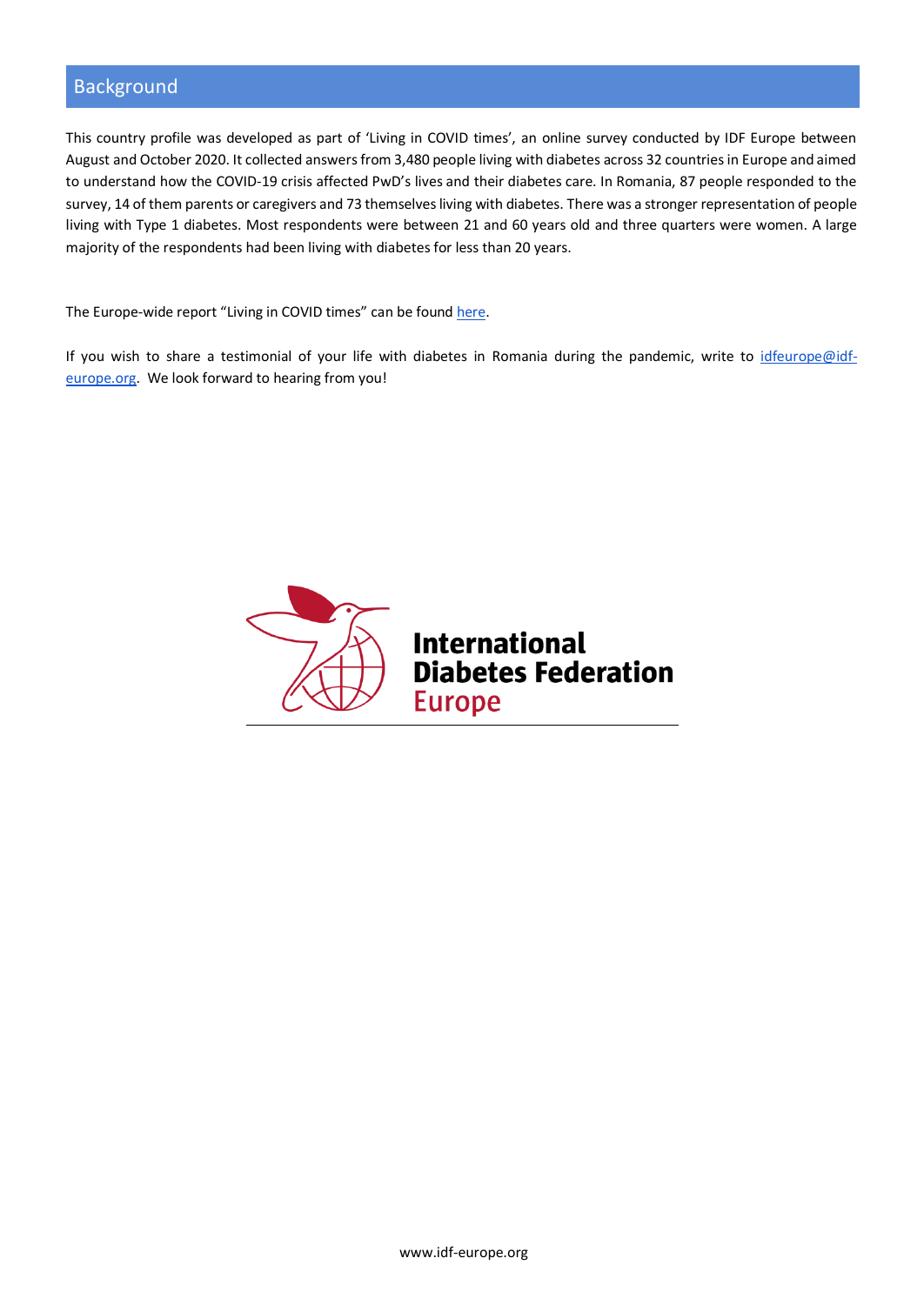## Background

This country profile was developed as part of 'Living in COVID times', an online survey conducted by IDF Europe between August and October 2020. It collected answers from 3,480 people living with diabetes across 32 countries in Europe and aimed to understand how the COVID-19 crisis affected PwD's lives and their diabetes care. In Romania, 87 people responded to the survey, 14 of them parents or caregivers and 73 themselves living with diabetes. There was a stronger representation of people living with Type 1 diabetes. Most respondents were between 21 and 60 years old and three quarters were women. A large majority of the respondents had been living with diabetes for less than 20 years.

The Europe-wide report "Living in COVID times" can be found here.

If you wish to share a testimonial of your life with diabetes in Romania during the pandemic, write to idfeurope@idf-europe.org. We look forward to hearing from you!

**International Diabetes Federation Europe**

www.idf-europe.org